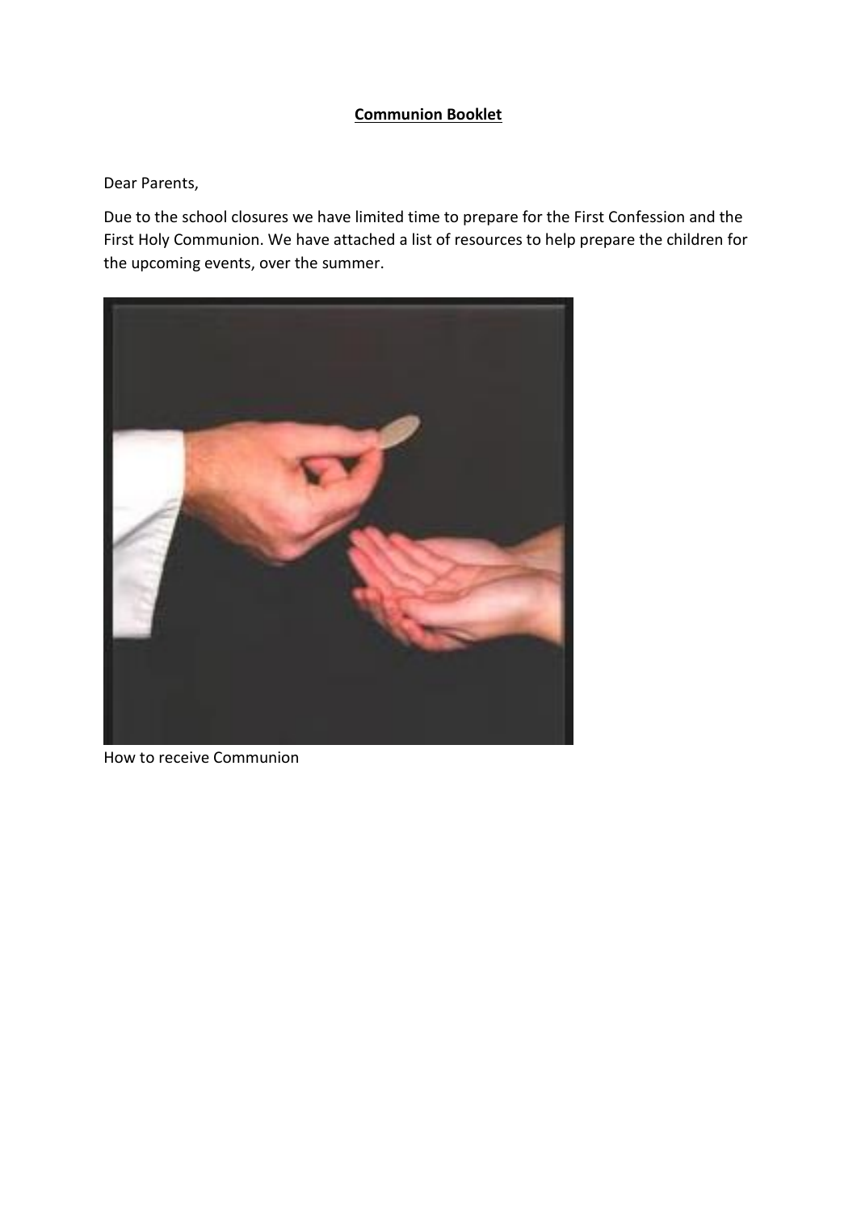**Communion Booklet**

Dear Parents,

Due to the school closures we have limited time to prepare for the First Confession and the First Holy Communion. We have attached a list of resources to help prepare the children for the upcoming events, over the summer.

How to receive Communion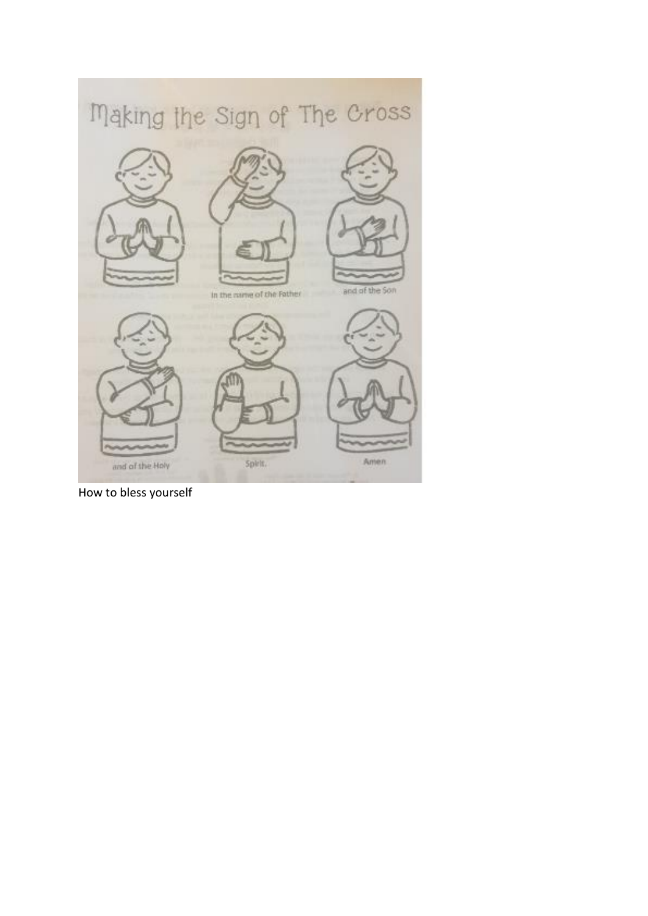# Making the Sign of The Cross

In the name of the Father

and of the Son

and of the Holy

Spirit.

Amen

How to bless yourself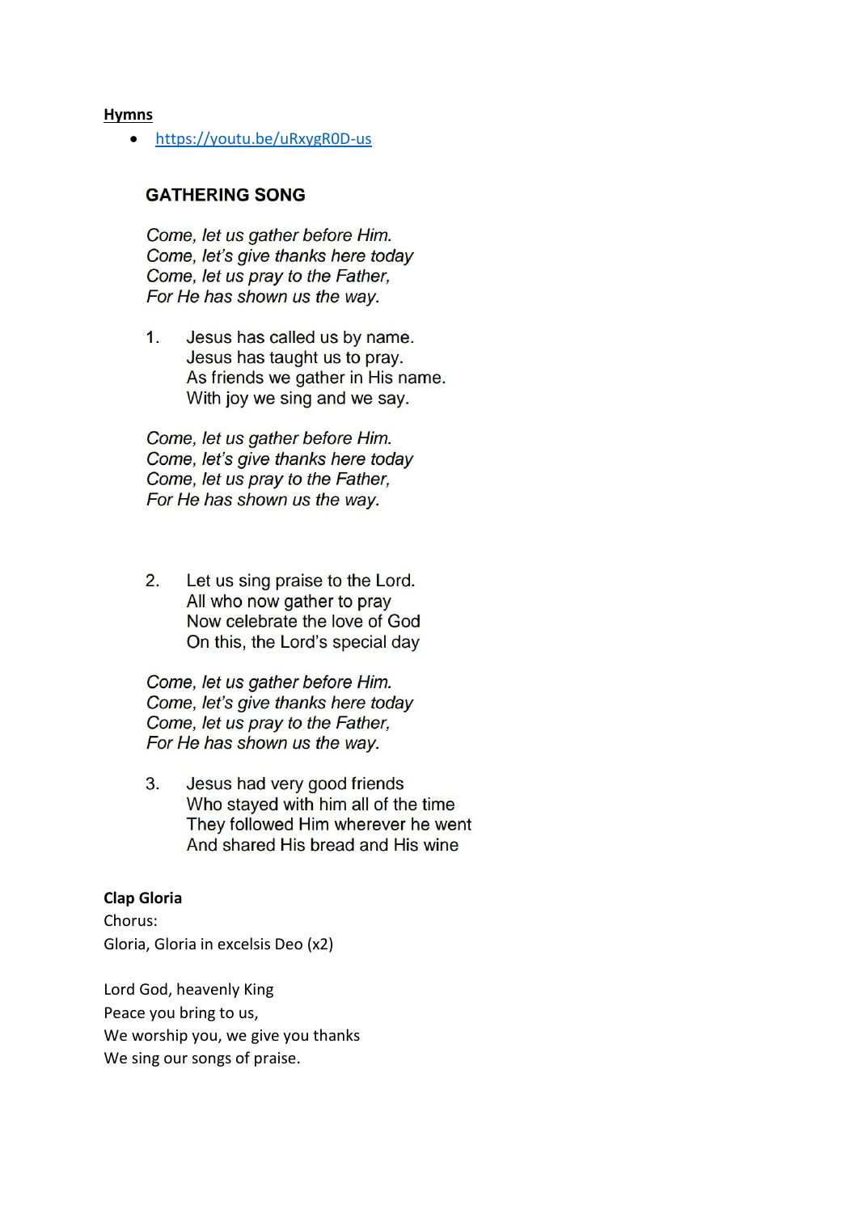**Hymns**

- https://youtu.be/uRxygR0D-us

### GATHERING SONG

*Come, let us gather before Him.*
*Come, let's give thanks here today*
*Come, let us pray to the Father,*
*For He has shown us the way.*

1. Jesus has called us by name.
   Jesus has taught us to pray.
   As friends we gather in His name.
   With joy we sing and we say.

*Come, let us gather before Him.*
*Come, let's give thanks here today*
*Come, let us pray to the Father,*
*For He has shown us the way.*

2. Let us sing praise to the Lord.
   All who now gather to pray
   Now celebrate the love of God
   On this, the Lord's special day

*Come, let us gather before Him.*
*Come, let's give thanks here today*
*Come, let us pray to the Father,*
*For He has shown us the way.*

3. Jesus had very good friends
   Who stayed with him all of the time
   They followed Him wherever he went
   And shared His bread and His wine

**Clap Gloria**

Chorus:
Gloria, Gloria in excelsis Deo (x2)

Lord God, heavenly King
Peace you bring to us,
We worship you, we give you thanks
We sing our songs of praise.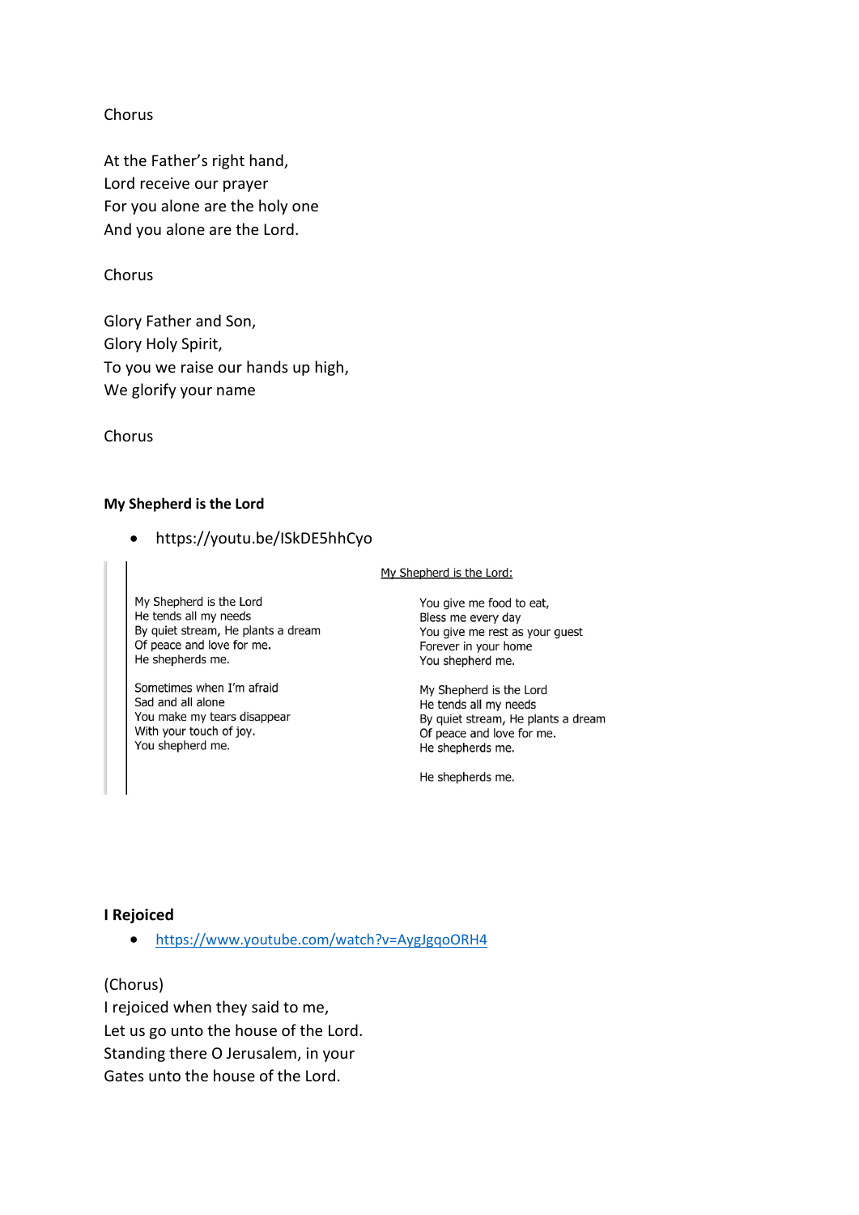Chorus

At the Father's right hand,
Lord receive our prayer
For you alone are the holy one
And you alone are the Lord.

Chorus

Glory Father and Son,
Glory Holy Spirit,
To you we raise our hands up high,
We glorify your name

Chorus

**My Shepherd is the Lord**

- https://youtu.be/lSkDE5hhCyo

My Shepherd is the Lord:

My Shepherd is the Lord
He tends all my needs
By quiet stream, He plants a dream
Of peace and love for me.
He shepherds me.

Sometimes when I'm afraid
Sad and all alone
You make my tears disappear
With your touch of joy.
You shepherd me.

You give me food to eat,
Bless me every day
You give me rest as your guest
Forever in your home
You shepherd me.

My Shepherd is the Lord
He tends all my needs
By quiet stream, He plants a dream
Of peace and love for me.
He shepherds me.

He shepherds me.

**I Rejoiced**

- https://www.youtube.com/watch?v=AygJgqoORH4

(Chorus)
I rejoiced when they said to me,
Let us go unto the house of the Lord.
Standing there O Jerusalem, in your
Gates unto the house of the Lord.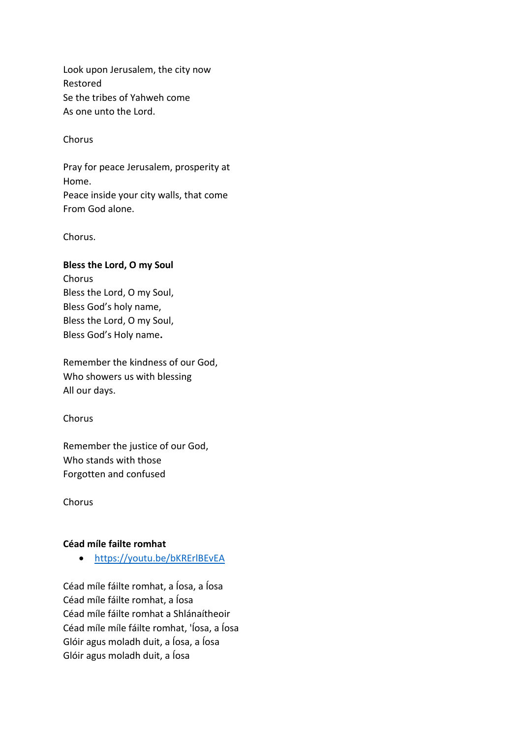Look upon Jerusalem, the city now
Restored
Se the tribes of Yahweh come
As one unto the Lord.

Chorus

Pray for peace Jerusalem, prosperity at
Home.
Peace inside your city walls, that come
From God alone.

Chorus.

**Bless the Lord, O my Soul**
Chorus
Bless the Lord, O my Soul,
Bless God's holy name,
Bless the Lord, O my Soul,
Bless God's Holy name**.**

Remember the kindness of our God,
Who showers us with blessing
All our days.

Chorus

Remember the justice of our God,
Who stands with those
Forgotten and confused

Chorus

**Céad míle failte romhat**

- https://youtu.be/bKRErlBEvEA

Céad míle fáilte romhat, a Íosa, a Íosa
Céad míle fáilte romhat, a Íosa
Céad míle fáilte romhat a Shlánaítheoir
Céad míle míle fáilte romhat, 'Íosa, a Íosa
Glóir agus moladh duit, a Íosa, a Íosa
Glóir agus moladh duit, a Íosa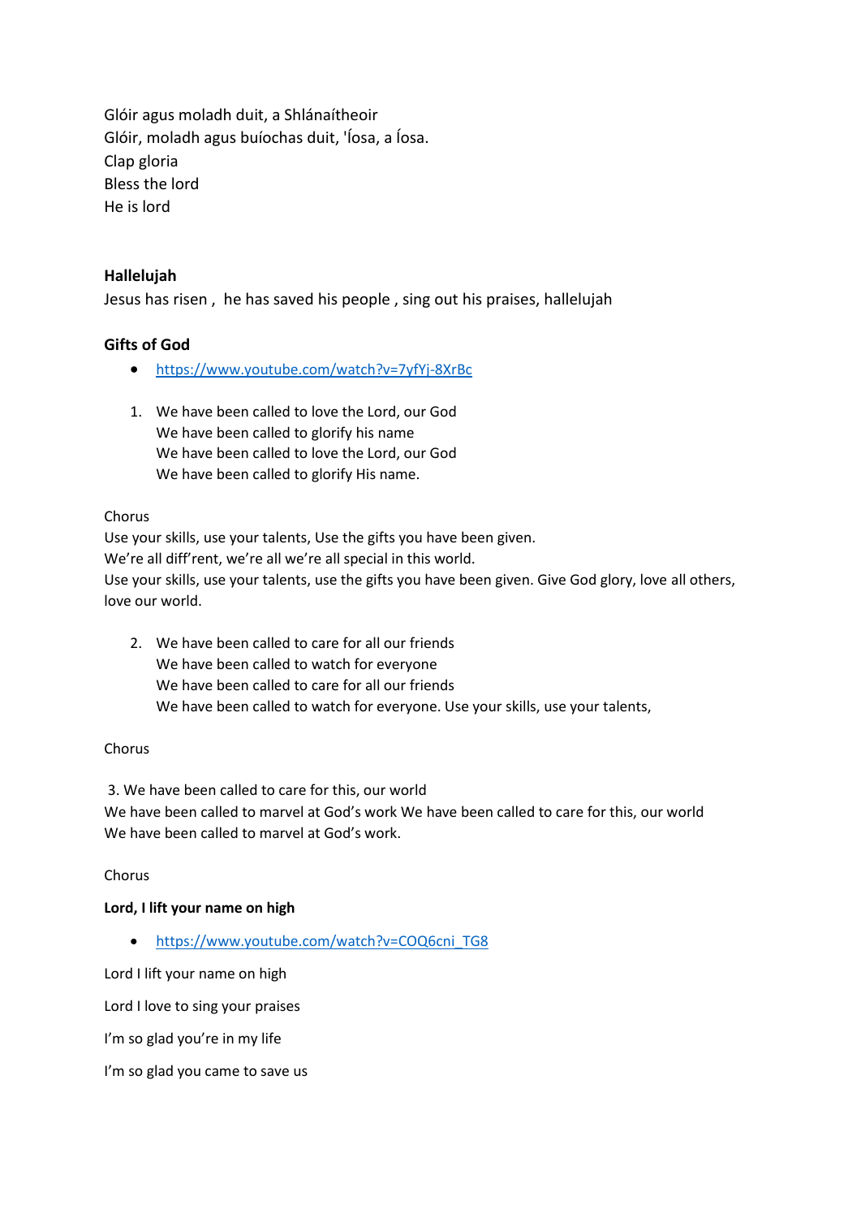Glóir agus moladh duit, a Shlánaítheoir
Glóir, moladh agus buíochas duit, 'Íosa, a Íosa.
Clap gloria
Bless the lord
He is lord

**Hallelujah**
Jesus has risen , he has saved his people , sing out his praises, hallelujah

**Gifts of God**

- https://www.youtube.com/watch?v=7yfYj-8XrBc

1. We have been called to love the Lord, our God
   We have been called to glorify his name
   We have been called to love the Lord, our God
   We have been called to glorify His name.

Chorus
Use your skills, use your talents, Use the gifts you have been given.
We're all diff'rent, we're all we're all special in this world.
Use your skills, use your talents, use the gifts you have been given. Give God glory, love all others, love our world.

2. We have been called to care for all our friends
   We have been called to watch for everyone
   We have been called to care for all our friends
   We have been called to watch for everyone. Use your skills, use your talents,

Chorus

3. We have been called to care for this, our world
We have been called to marvel at God's work We have been called to care for this, our world
We have been called to marvel at God's work.

Chorus

**Lord, I lift your name on high**

- https://www.youtube.com/watch?v=COQ6cni_TG8

Lord I lift your name on high

Lord I love to sing your praises

I'm so glad you're in my life

I'm so glad you came to save us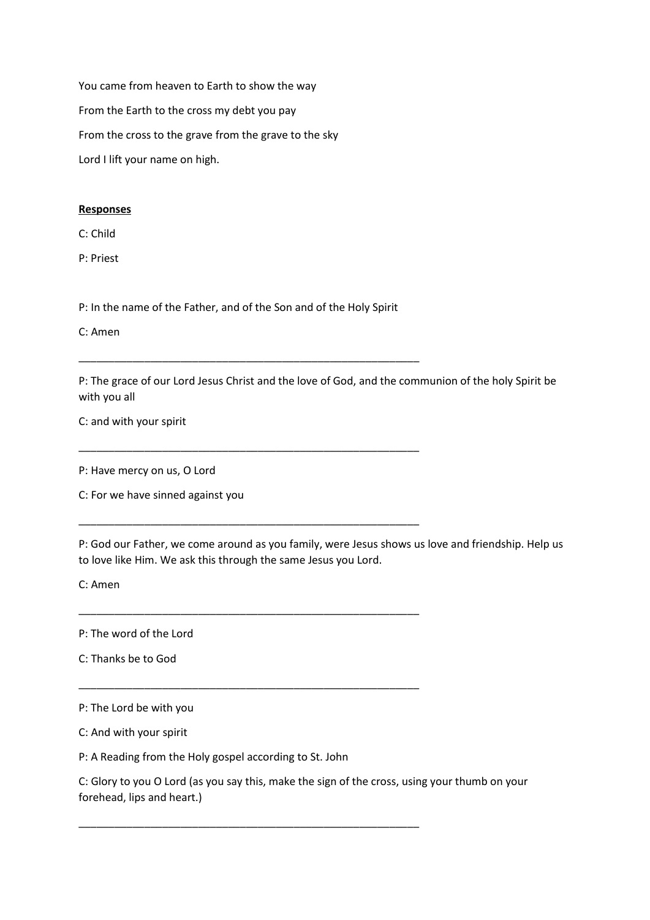You came from heaven to Earth to show the way

From the Earth to the cross my debt you pay

From the cross to the grave from the grave to the sky

Lord I lift your name on high.

**<u>Responses</u>**

C: Child

P: Priest

P: In the name of the Father, and of the Son and of the Holy Spirit

C: Amen

___________________________________________________________

P: The grace of our Lord Jesus Christ and the love of God, and the communion of the holy Spirit be with you all

C: and with your spirit

___________________________________________________________

P: Have mercy on us, O Lord

C: For we have sinned against you

___________________________________________________________

P: God our Father, we come around as you family, were Jesus shows us love and friendship. Help us to love like Him. We ask this through the same Jesus you Lord.

C: Amen

___________________________________________________________

P: The word of the Lord

C: Thanks be to God

___________________________________________________________

P: The Lord be with you

C: And with your spirit

P: A Reading from the Holy gospel according to St. John

C: Glory to you O Lord (as you say this, make the sign of the cross, using your thumb on your forehead, lips and heart.)

___________________________________________________________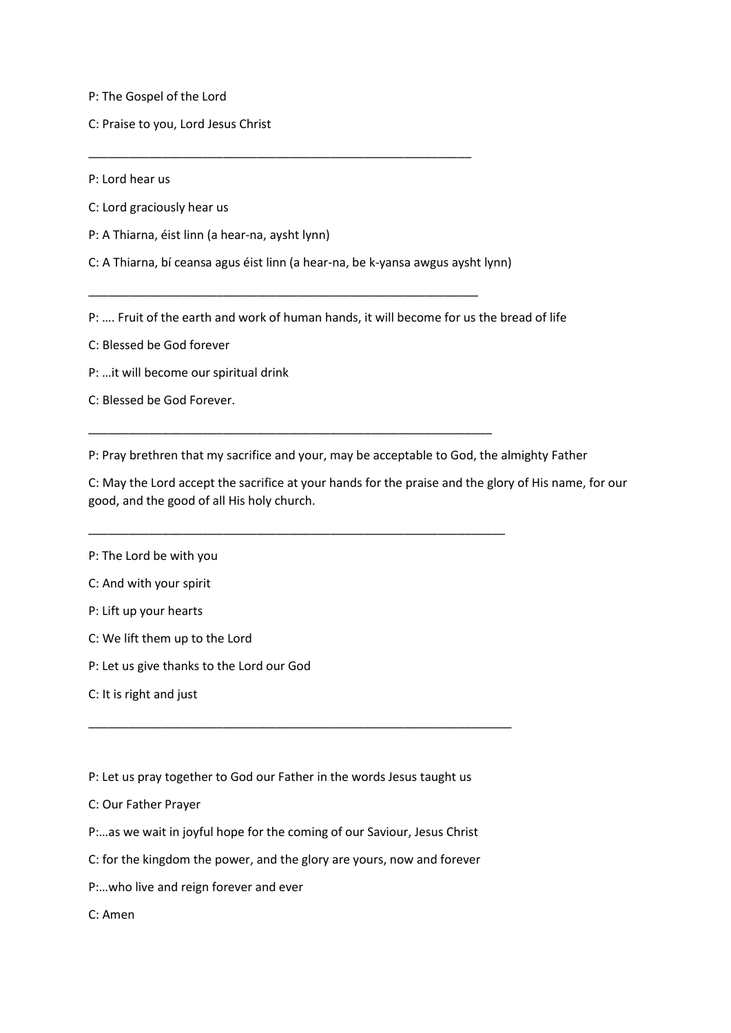P: The Gospel of the Lord

C: Praise to you, Lord Jesus Christ

---

P: Lord hear us

C: Lord graciously hear us

P: A Thiarna, éist linn (a hear-na, aysht lynn)

C: A Thiarna, bí ceansa agus éist linn (a hear-na, be k-yansa awgus aysht lynn)

---

P: …. Fruit of the earth and work of human hands, it will become for us the bread of life

C: Blessed be God forever

P: …it will become our spiritual drink

C: Blessed be God Forever.

---

P: Pray brethren that my sacrifice and your, may be acceptable to God, the almighty Father

C: May the Lord accept the sacrifice at your hands for the praise and the glory of His name, for our good, and the good of all His holy church.

---

P: The Lord be with you

C: And with your spirit

P: Lift up your hearts

C: We lift them up to the Lord

P: Let us give thanks to the Lord our God

C: It is right and just

---

P: Let us pray together to God our Father in the words Jesus taught us

C: Our Father Prayer

P:…as we wait in joyful hope for the coming of our Saviour, Jesus Christ

C: for the kingdom the power, and the glory are yours, now and forever

P:…who live and reign forever and ever

C: Amen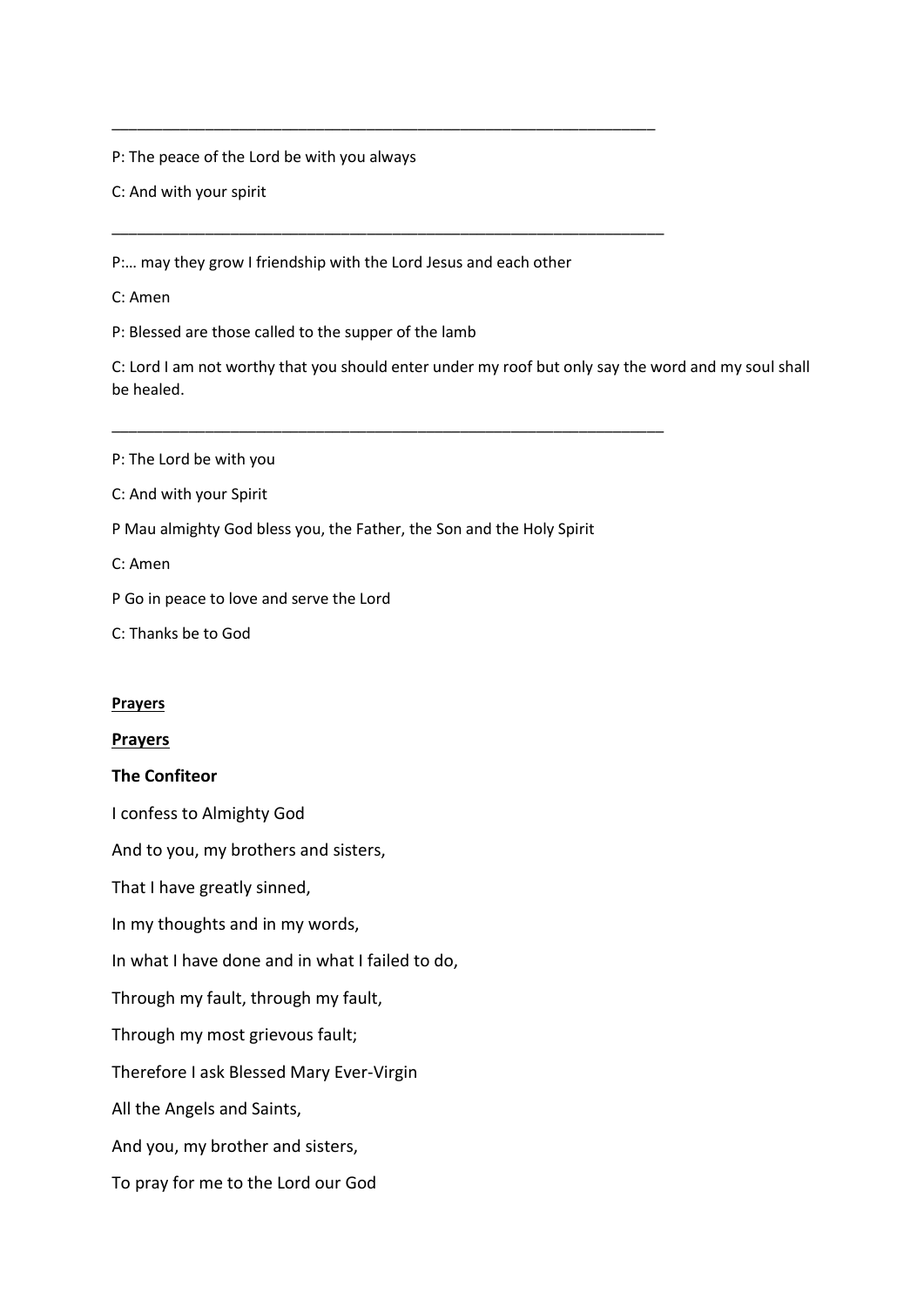---

P: The peace of the Lord be with you always

C: And with your spirit

---

P:… may they grow I friendship with the Lord Jesus and each other

C: Amen

P: Blessed are those called to the supper of the lamb

C: Lord I am not worthy that you should enter under my roof but only say the word and my soul shall be healed.

---

P: The Lord be with you

C: And with your Spirit

P Mau almighty God bless you, the Father, the Son and the Holy Spirit

C: Amen

P Go in peace to love and serve the Lord

C: Thanks be to God

**Prayers**

**Prayers**

**The Confiteor**

I confess to Almighty God

And to you, my brothers and sisters,

That I have greatly sinned,

In my thoughts and in my words,

In what I have done and in what I failed to do,

Through my fault, through my fault,

Through my most grievous fault;

Therefore I ask Blessed Mary Ever-Virgin

All the Angels and Saints,

And you, my brother and sisters,

To pray for me to the Lord our God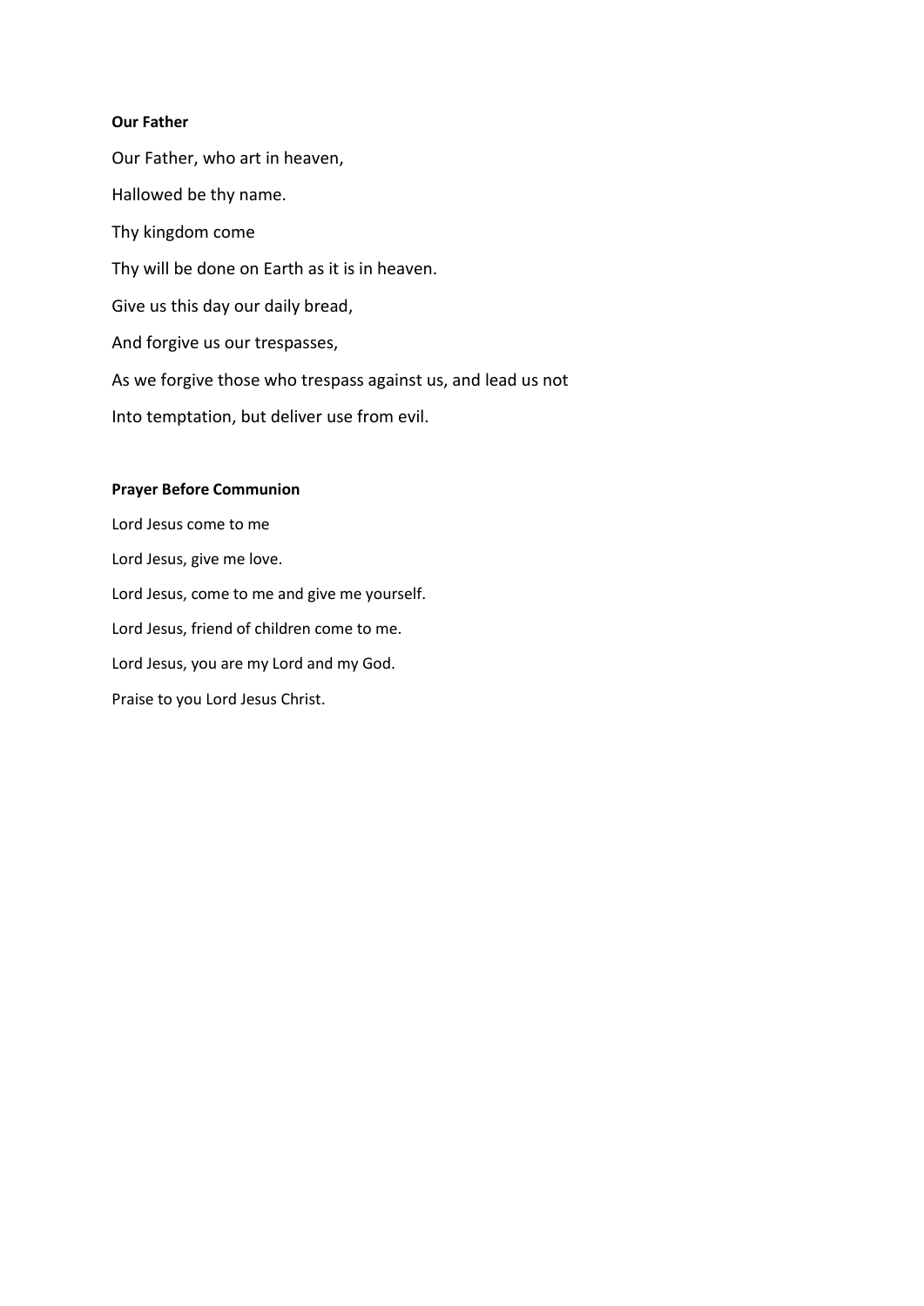**Our Father**

Our Father, who art in heaven,

Hallowed be thy name.

Thy kingdom come

Thy will be done on Earth as it is in heaven.

Give us this day our daily bread,

And forgive us our trespasses,

As we forgive those who trespass against us, and lead us not

Into temptation, but deliver use from evil.

**Prayer Before Communion**

Lord Jesus come to me

Lord Jesus, give me love.

Lord Jesus, come to me and give me yourself.

Lord Jesus, friend of children come to me.

Lord Jesus, you are my Lord and my God.

Praise to you Lord Jesus Christ.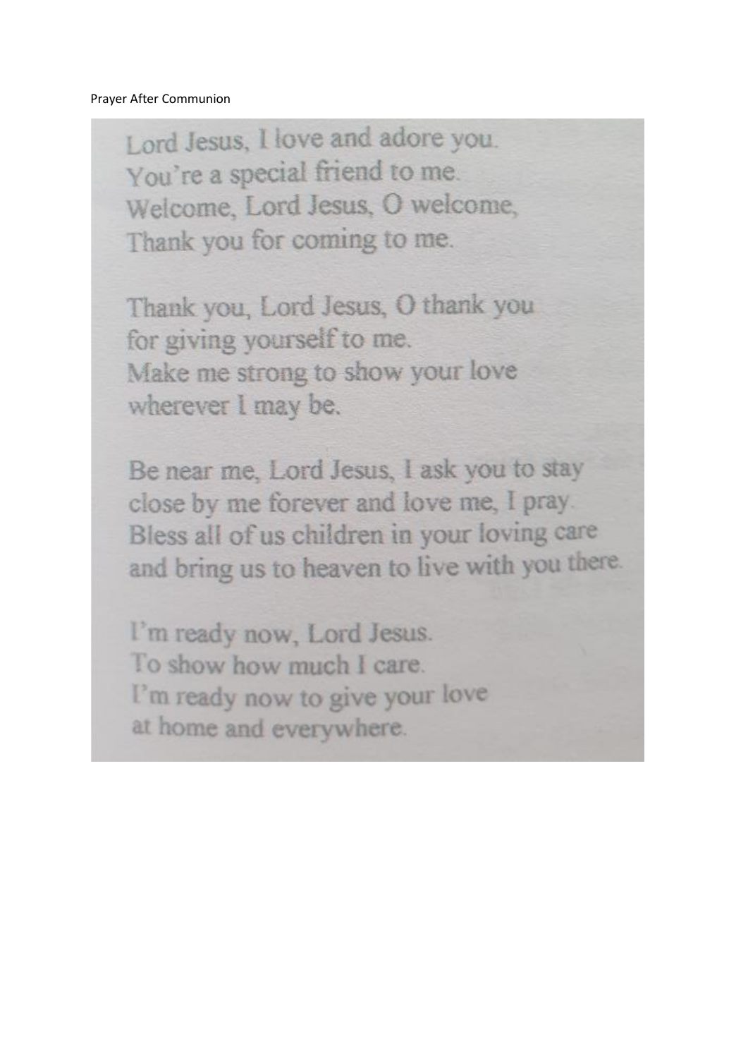Prayer After Communion

Lord Jesus, I love and adore you.
You're a special friend to me.
Welcome, Lord Jesus, O welcome,
Thank you for coming to me.

Thank you, Lord Jesus, O thank you
for giving yourself to me.
Make me strong to show your love
wherever I may be.

Be near me, Lord Jesus, I ask you to stay
close by me forever and love me, I pray.
Bless all of us children in your loving care
and bring us to heaven to live with you there.

I'm ready now, Lord Jesus.
To show how much I care.
I'm ready now to give your love
at home and everywhere.